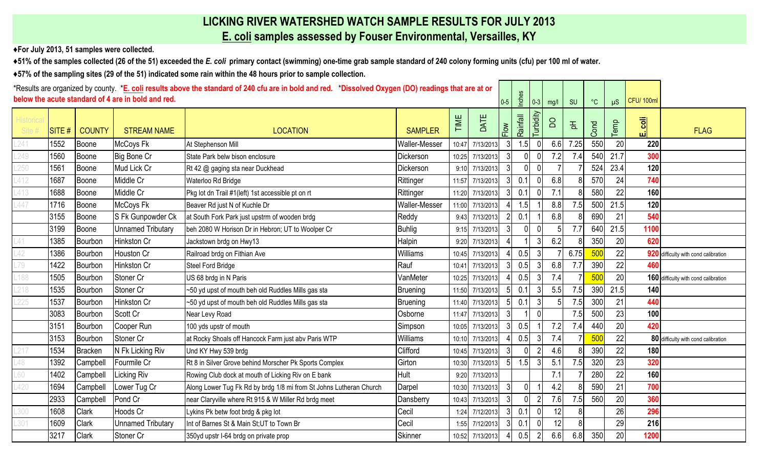# LICKING RIVER WATERSHED WATCH SAMPLE RESULTS FOR JULY 2013

## E. coli samples assessed by Fouser Environmental, Versailles, KY

- ♦For July 2013, 51 samples were collected.
- ♦51% of the samples collected (26 of the 51) exceeded the *E. coli* primary contact (swimming) one-time grab sample standard of 240 colony forming units (cfu) per 100 ml of water.
- ♦57% of the sampling sites (29 of the 51) indicated some rain within the 48 hours prior to sample collection.

*Results are organized by county. ***E. coli results above the standard of 240 cfu are in bold and red.** ***Dissolved Oxygen (DO) readings that are at or below the acute standard of 4 are in bold and red.**

| | | | | | | | | 0-5 | Inches | 0-3 | mg/l | SU | °C | µS | CFU/ 100ml | |
|---|---|---|---|---|---|---|---|---|---|---|---|---|---|---|---|---|
| Historical Site # | SITE # | COUNTY | STREAM NAME | LOCATION | SAMPLER | TIME | DATE | Flow | Rainfall | Turbidity | DO | pH | Cond | Temp | E. coli | FLAG |
| L241 | 1552 | Boone | McCoys Fk | At Stephenson Mill | Waller-Messer | 10:47 | 7/13/2013 | 3 | 1.5 | 0 | 6.6 | 7.25 | 550 | 20 | 220 | |
| L249 | 1560 | Boone | Big Bone Cr | State Park belw bison enclosure | Dickerson | 10:25 | 7/13/2013 | 3 | 0 | 0 | 7.2 | 7.4 | 540 | 21.7 | **300** | |
| L250 | 1561 | Boone | Mud Lick Cr | Rt 42 @ gaging sta near Duckhead | Dickerson | 9:10 | 7/13/2013 | 3 | 0 | 0 | 7 | 7 | 524 | 23.4 | 120 | |
| L412 | 1687 | Boone | Middle Cr | Waterloo Rd Bridge | Rittinger | 11:57 | 7/13/2013 | 3 | 0.1 | 0 | 6.8 | 8 | 570 | 24 | **740** | |
| L413 | 1688 | Boone | Middle Cr | Pkg lot dn Trail #1(left) 1st accessible pt on rt | Rittinger | 11:20 | 7/13/2013 | 3 | 0.1 | 0 | 7.1 | 8 | 580 | 22 | 160 | |
| L447 | 1716 | Boone | McCoys Fk | Beaver Rd just N of Kuchle Dr | Waller-Messer | 11:00 | 7/13/2013 | 4 | 1.5 | 1 | 8.8 | 7.5 | 500 | 21.5 | 120 | |
| | 3155 | Boone | S Fk Gunpowder Ck | at South Fork Park just upstrm of wooden brdg | Reddy | 9:43 | 7/13/2013 | 2 | 0.1 | 1 | 6.8 | 8 | 690 | 21 | **540** | |
| | 3199 | Boone | Unnamed Tributary | beh 2080 W Horison Dr in Hebron; UT to Woolper Cr | Buhlig | 9:15 | 7/13/2013 | 3 | 0 | 0 | 5 | 7.7 | 640 | 21.5 | **1100** | |
| L41 | 1385 | Bourbon | Hinkston Cr | Jackstown brdg on Hwy13 | Halpin | 9:20 | 7/13/2013 | 4 | 1 | 3 | 6.2 | 8 | 350 | 20 | **620** | |
| L42 | 1386 | Bourbon | Houston Cr | Railroad brdg on Fithian Ave | Williams | 10:45 | 7/13/2013 | 4 | 0.5 | 3 | 7 | 6.75 | 500 | 22 | **920** | difficulty with cond calibration |
| L79 | 1422 | Bourbon | Hinkston Cr | Steel Ford Bridge | Rauf | 10:41 | 7/13/2013 | 3 | 0.5 | 3 | 6.8 | 7.7 | 390 | 22 | **460** | |
| L188 | 1505 | Bourbon | Stoner Cr | US 68 brdg in N Paris | VanMeter | 10:25 | 7/13/2013 | 4 | 0.5 | 3 | 7.4 | 7 | 500 | 20 | 160 | difficulty with cond calibration |
| L218 | 1535 | Bourbon | Stoner Cr | ~50 yd upst of mouth beh old Ruddles Mills gas sta | Bruening | 11:50 | 7/13/2013 | 5 | 0.1 | 3 | 5.5 | 7.5 | 390 | 21.5 | 140 | |
| L225 | 1537 | Bourbon | Hinkston Cr | ~50 yd upst of mouth beh old Ruddles Mills gas sta | Bruening | 11:40 | 7/13/2013 | 5 | 0.1 | 3 | 5 | 7.5 | 300 | 21 | **440** | |
| | 3083 | Bourbon | Scott Cr | Near Levy Road | Osborne | 11:47 | 7/13/2013 | 3 | 1 | 0 | | 7.5 | 500 | 23 | 100 | |
| | 3151 | Bourbon | Cooper Run | 100 yds upstr of mouth | Simpson | 10:05 | 7/13/2013 | 3 | 0.5 | 1 | 7.2 | 7.4 | 440 | 20 | **420** | |
| | 3153 | Bourbon | Stoner Cr | at Rocky Shoals off Hancock Farm just abv Paris WTP | Williams | 10:10 | 7/13/2013 | 4 | 0.5 | 3 | 7.4 | 7 | 500 | 22 | 80 | difficulty with cond calibration |
| L217 | 1534 | Bracken | N Fk Licking Riv | Und KY Hwy 539 brdg | Clifford | 10:45 | 7/13/2013 | 3 | 0 | 2 | 4.6 | 8 | 390 | 22 | 180 | |
| L48 | 1392 | Campbell | Fourmile Cr | Rt 8 in Silver Grove behind Morscher Pk Sports Complex | Girton | 10:30 | 7/13/2013 | 5 | 1.5 | 3 | 5.1 | 7.5 | 320 | 23 | **320** | |
| L60 | 1402 | Campbell | Licking Riv | Rowing Club dock at mouth of Licking Riv on E bank | Hult | 9:20 | 7/13/2013 | | | | 7.1 | 7 | 280 | 22 | 160 | |
| L420 | 1694 | Campbell | Lower Tug Cr | Along Lower Tug Fk Rd by brdg 1/8 mi from St Johns Lutheran Church | Darpel | 10:30 | 7/13/2013 | 3 | 0 | 1 | 4.2 | 8 | 590 | 21 | **700** | |
| | 2933 | Campbell | Pond Cr | near Claryville where Rt 915 & W Miller Rd brdg meet | Dansberry | 10:43 | 7/13/2013 | 3 | 0 | 2 | 7.6 | 7.5 | 560 | 20 | **360** | |
| L300 | 1608 | Clark | Hoods Cr | Lykins Pk betw foot brdg & pkg lot | Cecil | 1:24 | 7/12/2013 | 3 | 0.1 | 0 | 12 | 8 | | 26 | **296** | |
| L301 | 1609 | Clark | Unnamed Tributary | Int of Barnes St & Main St;UT to Town Br | Cecil | 1:55 | 7/12/2013 | 3 | 0.1 | 0 | 12 | 8 | | 29 | 216 | |
| | 3217 | Clark | Stoner Cr | 350yd upstr I-64 brdg on private prop | Skinner | 10:52 | 7/13/2013 | 4 | 0.5 | 2 | 6.6 | 6.8 | 350 | 20 | **1200** | |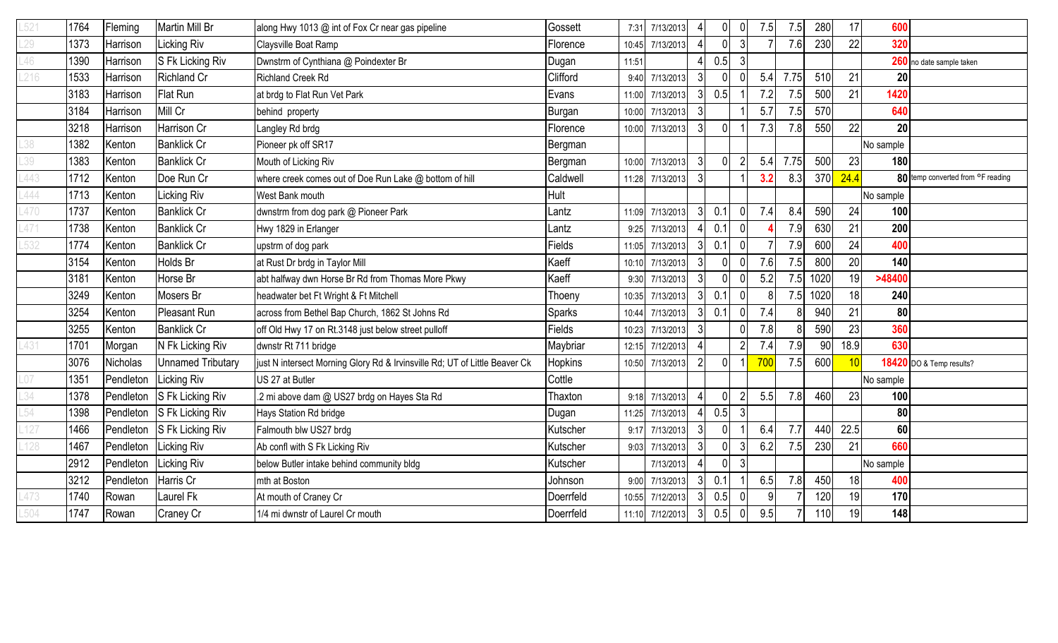| | | | | | | | | | | | | | | | | |
|---|---|---|---|---|---|---|---|---|---|---|---|---|---|---|---|---|
| L521 | 1764 | Fleming | Martin Mill Br | along Hwy 1013 @ int of Fox Cr near gas pipeline | Gossett | 7:31 | 7/13/2013 | 4 | 0 | 0 | 7.5 | 7.5 | 280 | 17 | 600 | |
| L29 | 1373 | Harrison | Licking Riv | Claysville Boat Ramp | Florence | 10:45 | 7/13/2013 | 4 | 0 | 3 | 7 | 7.6 | 230 | 22 | 320 | |
| L46 | 1390 | Harrison | S Fk Licking Riv | Dwnstrm of Cynthiana @ Poindexter Br | Dugan | 11:51 | | 4 | 0.5 | 3 | | | | | 260 | no date sample taken |
| L216 | 1533 | Harrison | Richland Cr | Richland Creek Rd | Clifford | 9:40 | 7/13/2013 | 3 | 0 | 0 | 5.4 | 7.75 | 510 | 21 | 20 | |
| | 3183 | Harrison | Flat Run | at brdg to Flat Run Vet Park | Evans | 11:00 | 7/13/2013 | 3 | 0.5 | 1 | 7.2 | 7.5 | 500 | 21 | 1420 | |
| | 3184 | Harrison | Mill Cr | behind property | Burgan | 10:00 | 7/13/2013 | 3 | | 1 | 5.7 | 7.5 | 570 | | 640 | |
| | 3218 | Harrison | Harrison Cr | Langley Rd brdg | Florence | 10:00 | 7/13/2013 | 3 | 0 | 1 | 7.3 | 7.8 | 550 | 22 | 20 | |
| L38 | 1382 | Kenton | Banklick Cr | Pioneer pk off SR17 | Bergman | | | | | | | | | | No sample | |
| L39 | 1383 | Kenton | Banklick Cr | Mouth of Licking Riv | Bergman | 10:00 | 7/13/2013 | 3 | 0 | 2 | 5.4 | 7.75 | 500 | 23 | 180 | |
| L443 | 1712 | Kenton | Doe Run Cr | where creek comes out of Doe Run Lake @ bottom of hill | Caldwell | 11:28 | 7/13/2013 | 3 | | 1 | 3.2 | 8.3 | 370 | 24.4 | 80 | temp converted from °F reading |
| L444 | 1713 | Kenton | Licking Riv | West Bank mouth | Hult | | | | | | | | | | No sample | |
| L470 | 1737 | Kenton | Banklick Cr | dwnstrm from dog park @ Pioneer Park | Lantz | 11:09 | 7/13/2013 | 3 | 0.1 | 0 | 7.4 | 8.4 | 590 | 24 | 100 | |
| L471 | 1738 | Kenton | Banklick Cr | Hwy 1829 in Erlanger | Lantz | 9:25 | 7/13/2013 | 4 | 0.1 | 0 | 4 | 7.9 | 630 | 21 | 200 | |
| L532 | 1774 | Kenton | Banklick Cr | upstrm of dog park | Fields | 11:05 | 7/13/2013 | 3 | 0.1 | 0 | 7 | 7.9 | 600 | 24 | 400 | |
| | 3154 | Kenton | Holds Br | at Rust Dr brdg in Taylor Mill | Kaeff | 10:10 | 7/13/2013 | 3 | 0 | 0 | 7.6 | 7.5 | 800 | 20 | 140 | |
| | 3181 | Kenton | Horse Br | abt halfway dwn Horse Br Rd from Thomas More Pkwy | Kaeff | 9:30 | 7/13/2013 | 3 | 0 | 0 | 5.2 | 7.5 | 1020 | 19 | >48400 | |
| | 3249 | Kenton | Mosers Br | headwater bet Ft Wright & Ft Mitchell | Thoeny | 10:35 | 7/13/2013 | 3 | 0.1 | 0 | 8 | 7.5 | 1020 | 18 | 240 | |
| | 3254 | Kenton | Pleasant Run | across from Bethel Bap Church, 1862 St Johns Rd | Sparks | 10:44 | 7/13/2013 | 3 | 0.1 | 0 | 7.4 | 8 | 940 | 21 | 80 | |
| | 3255 | Kenton | Banklick Cr | off Old Hwy 17 on Rt.3148 just below street pulloff | Fields | 10:23 | 7/13/2013 | 3 | | 0 | 7.8 | 8 | 590 | 23 | 360 | |
| L431 | 1701 | Morgan | N Fk Licking Riv | dwnstr Rt 711 bridge | Maybriar | 12:15 | 7/12/2013 | 4 | | 2 | 7.4 | 7.9 | 90 | 18.9 | 630 | |
| | 3076 | Nicholas | Unnamed Tributary | just N intersect Morning Glory Rd & Irvinsville Rd; UT of Little Beaver Ck | Hopkins | 10:50 | 7/13/2013 | 2 | 0 | 1 | 700 | 7.5 | 600 | 10 | 18420 | DO & Temp results? |
| L07 | 1351 | Pendleton | Licking Riv | US 27 at Butler | Cottle | | | | | | | | | | No sample | |
| L34 | 1378 | Pendleton | S Fk Licking Riv | .2 mi above dam @ US27 brdg on Hayes Sta Rd | Thaxton | 9:18 | 7/13/2013 | 4 | 0 | 2 | 5.5 | 7.8 | 460 | 23 | 100 | |
| L54 | 1398 | Pendleton | S Fk Licking Riv | Hays Station Rd bridge | Dugan | 11:25 | 7/13/2013 | 4 | 0.5 | 3 | | | | | 80 | |
| L127 | 1466 | Pendleton | S Fk Licking Riv | Falmouth blw US27 brdg | Kutscher | 9:17 | 7/13/2013 | 3 | 0 | 1 | 6.4 | 7.7 | 440 | 22.5 | 60 | |
| L128 | 1467 | Pendleton | Licking Riv | Ab confl with S Fk Licking Riv | Kutscher | 9:03 | 7/13/2013 | 3 | 0 | 3 | 6.2 | 7.5 | 230 | 21 | 660 | |
| | 2912 | Pendleton | Licking Riv | below Butler intake behind community bldg | Kutscher | | 7/13/2013 | 4 | 0 | 3 | | | | | No sample | |
| | 3212 | Pendleton | Harris Cr | mth at Boston | Johnson | 9:00 | 7/13/2013 | 3 | 0.1 | 1 | 6.5 | 7.8 | 450 | 18 | 400 | |
| L473 | 1740 | Rowan | Laurel Fk | At mouth of Craney Cr | Doerrfeld | 10:55 | 7/12/2013 | 3 | 0.5 | 0 | 9 | 7 | 120 | 19 | 170 | |
| L504 | 1747 | Rowan | Craney Cr | 1/4 mi dwnstr of Laurel Cr mouth | Doerrfeld | 11:10 | 7/12/2013 | 3 | 0.5 | 0 | 9.5 | 7 | 110 | 19 | 148 | |